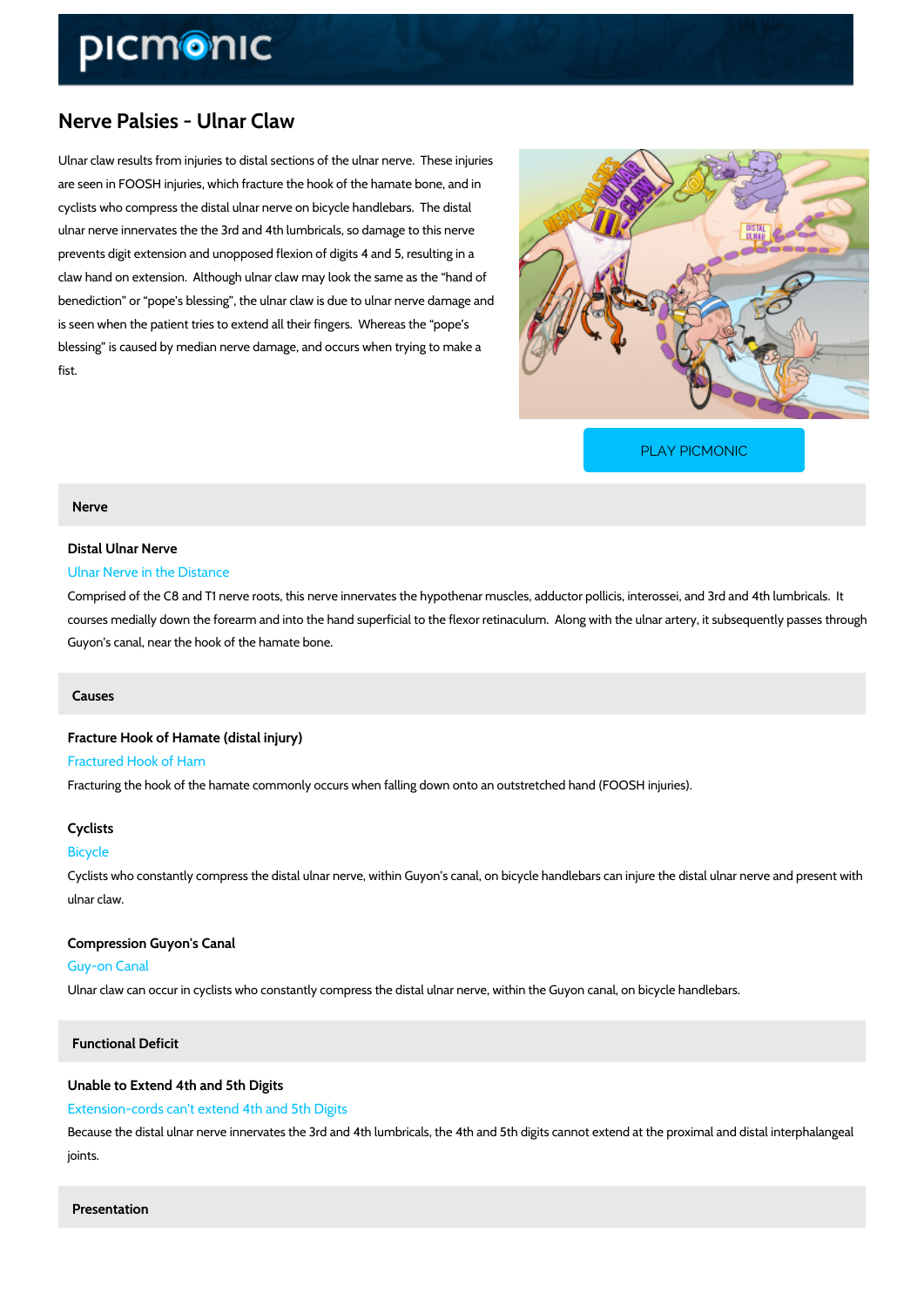# Nerve Palsies - Ulnar Claw

Ulnar claw results from injuries to distal sections of the ulnar nerve. These injuries are seen in FOOSH injuries, which fracture the hook of the hamate bone, and in cyclists who compress the distal ulnar nerve on bicycle handlebars. The distal ulnar nerve innervates the the 3rd and 4th lumbricals, so damage to this nerve prevents digit extension and unopposed flexion of digits 4 and 5, resulting in a claw hand on extension. Although ulnar claw may look the same as the "hand of benediction" or "pope's blessing", the ulnar claw is due to ulnar nerve damage and is seen when the patient tries to extend all their fingers. Whereas the "pope's blessing" is caused by median nerve damage, and occurs when trying to make a fist.

PLAY PICMONIC

## Nerve

### Distal Ulnar Nerve

Ulnar Nerve in the Distance

Comprised of the C8 and T1 nerve roots, this nerve innervates the hypothenar muscles, adductor pollicis, interossei, and 3rd and 4th lumbricals. It courses medially down the forearm and into the hand superficial to the flexor retinaculum. Along with the ulnar artery, it subsequently passes through Guyon's canal, near the hook of the hamate bone.

## Causes

### Fracture Hook of Hamate (distal injury)

Fractured Hook of Ham

Fracturing the hook of the hamate commonly occurs when falling down onto an outstretched hand (FOOSH injuries).

### Cyclists

Bicycle

Cyclists who constantly compress the distal ulnar nerve, within Guyon's canal, on bicycle handlebars can injure the distal ulnar nerve and present with ulnar claw.

### Compression Guyon's Canal

Guy-on Canal

Ulnar claw can occur in cyclists who constantly compress the distal ulnar nerve, within the Guyon canal, on bicycle handlebars.

## Functional Deficit

### Unable to Extend 4th and 5th Digits

Extension-cords can't extend 4th and 5th Digits

Because the distal ulnar nerve innervates the 3rd and 4th lumbricals, the 4th and 5th digits cannot extend at the proximal and distal interphalangeal joints.

## Presentation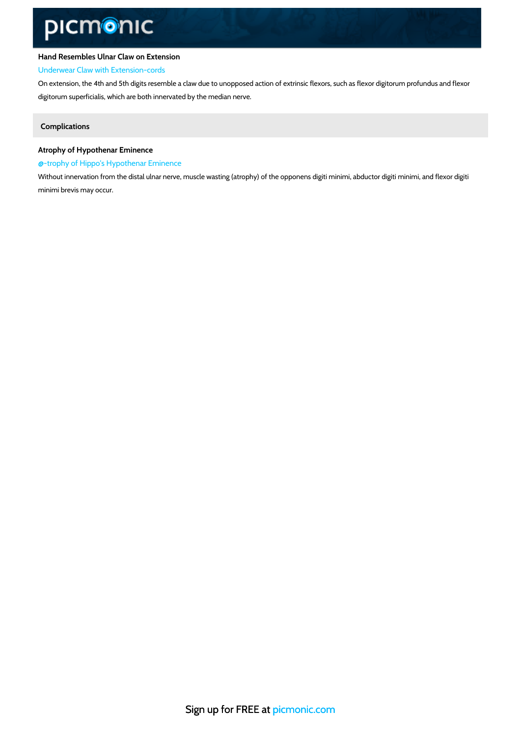**Hand Resembles Ulnar Claw on Extension**

Underwear Claw with Extension-cords

On extension, the 4th and 5th digits resemble a claw due to unopposed action of extrinsic flexors, such as flexor digitorum profundus and flexor digitorum superficialis, which are both innervated by the median nerve.

## Complications

**Atrophy of Hypothenar Eminence**

@-trophy of Hippo's Hypothenar Eminence

Without innervation from the distal ulnar nerve, muscle wasting (atrophy) of the opponens digiti minimi, abductor digiti minimi, and flexor digiti minimi brevis may occur.